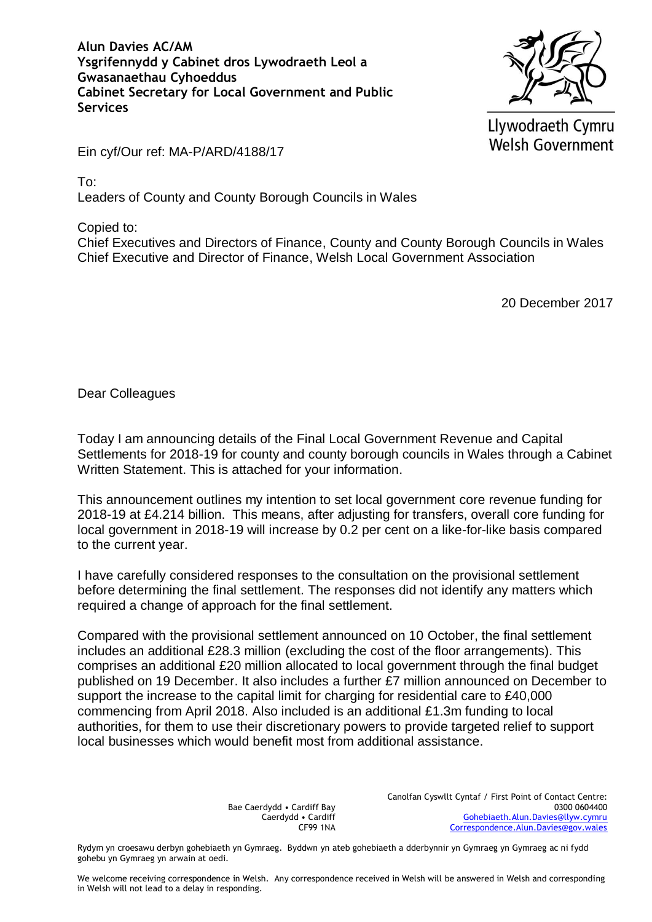**Alun Davies AC/AM**
**Ysgrifennydd y Cabinet dros Lywodraeth Leol a Gwasanaethau Cyhoeddus**
**Cabinet Secretary for Local Government and Public Services**

Llywodraeth Cymru
Welsh Government

Ein cyf/Our ref: MA-P/ARD/4188/17

To:
Leaders of County and County Borough Councils in Wales

Copied to:
Chief Executives and Directors of Finance, County and County Borough Councils in Wales
Chief Executive and Director of Finance, Welsh Local Government Association

20 December 2017

Dear Colleagues

Today I am announcing details of the Final Local Government Revenue and Capital Settlements for 2018-19 for county and county borough councils in Wales through a Cabinet Written Statement. This is attached for your information.

This announcement outlines my intention to set local government core revenue funding for 2018-19 at £4.214 billion. This means, after adjusting for transfers, overall core funding for local government in 2018-19 will increase by 0.2 per cent on a like-for-like basis compared to the current year.

I have carefully considered responses to the consultation on the provisional settlement before determining the final settlement. The responses did not identify any matters which required a change of approach for the final settlement.

Compared with the provisional settlement announced on 10 October, the final settlement includes an additional £28.3 million (excluding the cost of the floor arrangements). This comprises an additional £20 million allocated to local government through the final budget published on 19 December. It also includes a further £7 million announced on December to support the increase to the capital limit for charging for residential care to £40,000 commencing from April 2018. Also included is an additional £1.3m funding to local authorities, for them to use their discretionary powers to provide targeted relief to support local businesses which would benefit most from additional assistance.

Bae Caerdydd • Cardiff Bay
Caerdydd • Cardiff
CF99 1NA

Canolfan Cyswllt Cyntaf / First Point of Contact Centre:
0300 0604400
Gohebiaeth.Alun.Davies@llyw.cymru
Correspondence.Alun.Davies@gov.wales

Rydym yn croesawu derbyn gohebiaeth yn Gymraeg. Byddwn yn ateb gohebiaeth a dderbynnir yn Gymraeg yn Gymraeg ac ni fydd gohebu yn Gymraeg yn arwain at oedi.

We welcome receiving correspondence in Welsh. Any correspondence received in Welsh will be answered in Welsh and corresponding in Welsh will not lead to a delay in responding.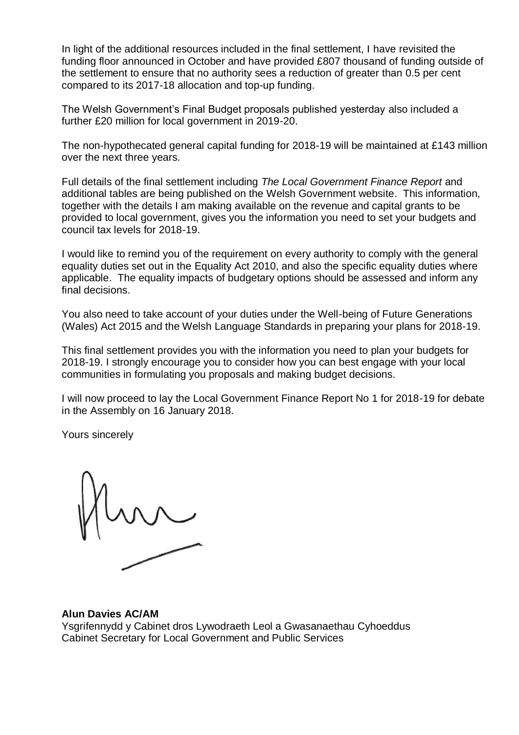In light of the additional resources included in the final settlement, I have revisited the funding floor announced in October and have provided £807 thousand of funding outside of the settlement to ensure that no authority sees a reduction of greater than 0.5 per cent compared to its 2017-18 allocation and top-up funding.

The Welsh Government's Final Budget proposals published yesterday also included a further £20 million for local government in 2019-20.

The non-hypothecated general capital funding for 2018-19 will be maintained at £143 million over the next three years.

Full details of the final settlement including *The Local Government Finance Report* and additional tables are being published on the Welsh Government website. This information, together with the details I am making available on the revenue and capital grants to be provided to local government, gives you the information you need to set your budgets and council tax levels for 2018-19.

I would like to remind you of the requirement on every authority to comply with the general equality duties set out in the Equality Act 2010, and also the specific equality duties where applicable. The equality impacts of budgetary options should be assessed and inform any final decisions.

You also need to take account of your duties under the Well-being of Future Generations (Wales) Act 2015 and the Welsh Language Standards in preparing your plans for 2018-19.

This final settlement provides you with the information you need to plan your budgets for 2018-19. I strongly encourage you to consider how you can best engage with your local communities in formulating you proposals and making budget decisions.

I will now proceed to lay the Local Government Finance Report No 1 for 2018-19 for debate in the Assembly on 16 January 2018.

Yours sincerely

**Alun Davies AC/AM**
Ysgrifennydd y Cabinet dros Lywodraeth Leol a Gwasanaethau Cyhoeddus
Cabinet Secretary for Local Government and Public Services